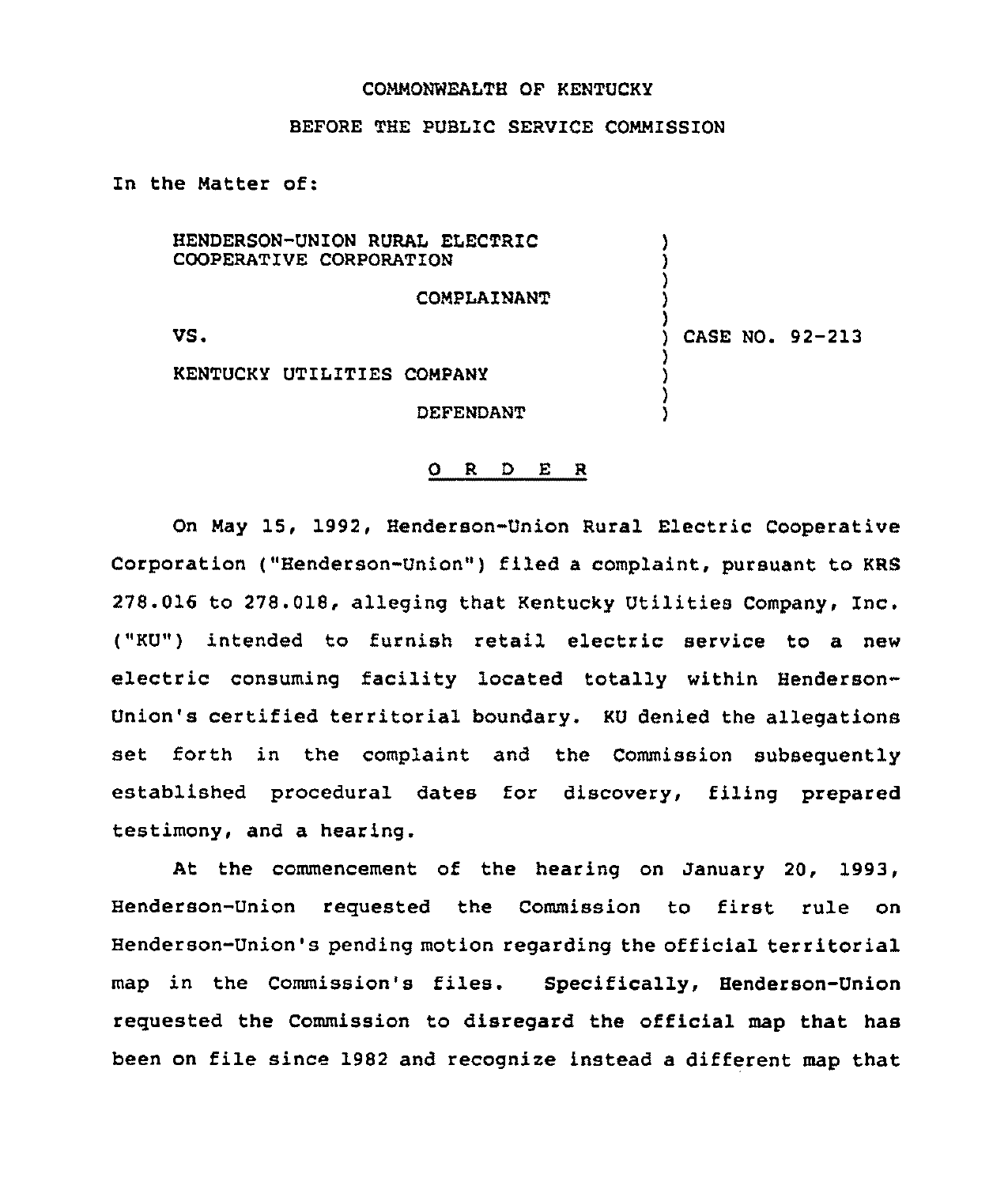COMMONWEALTH OF KENTUCKY

BEFORE THE PUBLIC SERVICE COMMISSION

In the Matter of:

| | |
|---|---|
| HENDERSON-UNION RURAL ELECTRIC COOPERATIVE CORPORATION | |
| COMPLAINANT | |
| VS. | CASE NO. 92-213 |
| KENTUCKY UTILITIES COMPANY | |
| DEFENDANT | |

O R D E R

On May 15, 1992, Henderson-Union Rural Electric Cooperative Corporation ("Henderson-Union") filed a complaint, pursuant to KRS 278.016 to 278.018, alleging that Kentucky Utilities Company, Inc. ("KU") intended to furnish retail electric service to a new electric consuming facility located totally within Henderson-Union's certified territorial boundary. KU denied the allegations set forth in the complaint and the Commission subsequently established procedural dates for discovery, filing prepared testimony, and a hearing.

At the commencement of the hearing on January 20, 1993, Henderson-Union requested the Commission to first rule on Henderson-Union's pending motion regarding the official territorial map in the Commission's files. Specifically, Henderson-Union requested the Commission to disregard the official map that has been on file since 1982 and recognize instead a different map that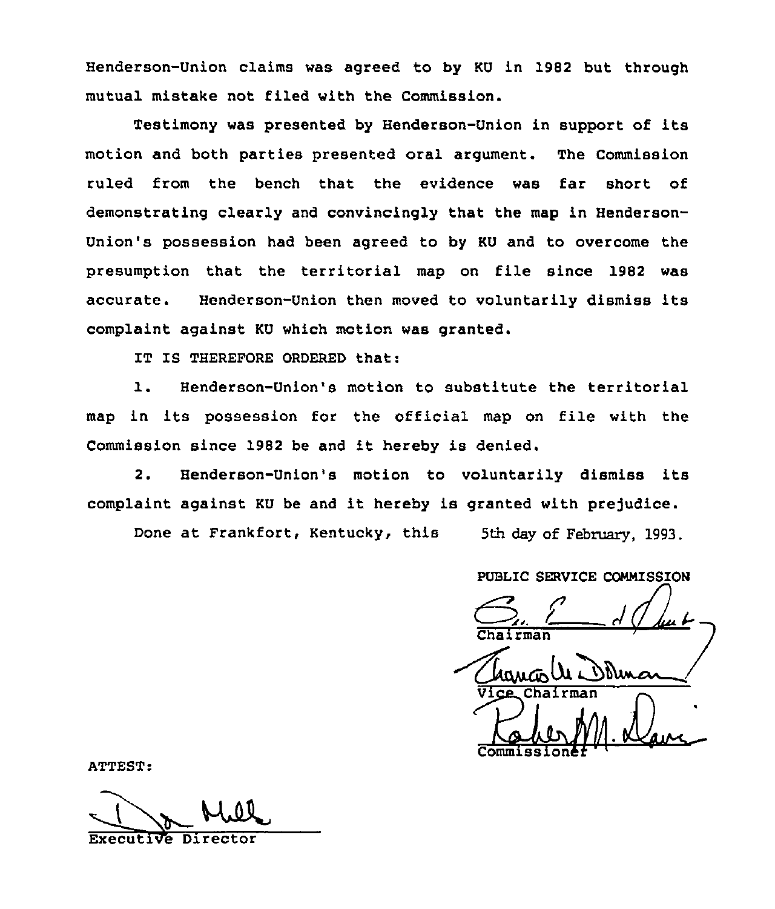Henderson-Union claims was agreed to by KU in 1982 but through mutual mistake not filed with the Commission.

Testimony was presented by Henderson-Union in support of its motion and both parties presented oral argument. The Commission ruled from the bench that the evidence was far short of demonstrating clearly and convincingly that the map in Henderson-Union's possession had been agreed to by KU and to overcome the presumption that the territorial map on file since 1982 was accurate. Henderson-Union then moved to voluntarily dismiss its complaint against KU which motion was granted.

IT IS THEREFORE ORDERED that:

1. Henderson-Union's motion to substitute the territorial map in its possession for the official map on file with the Commission since 1982 be and it hereby is denied.

2. Henderson-Union's motion to voluntarily dismiss its complaint against KU be and it hereby is granted with prejudice.

Done at Frankfort, Kentucky, this 5th day of February, 1993.

PUBLIC SERVICE COMMISSION

Chairman

Vice Chairman

Commissioner

ATTEST:

Executive Director